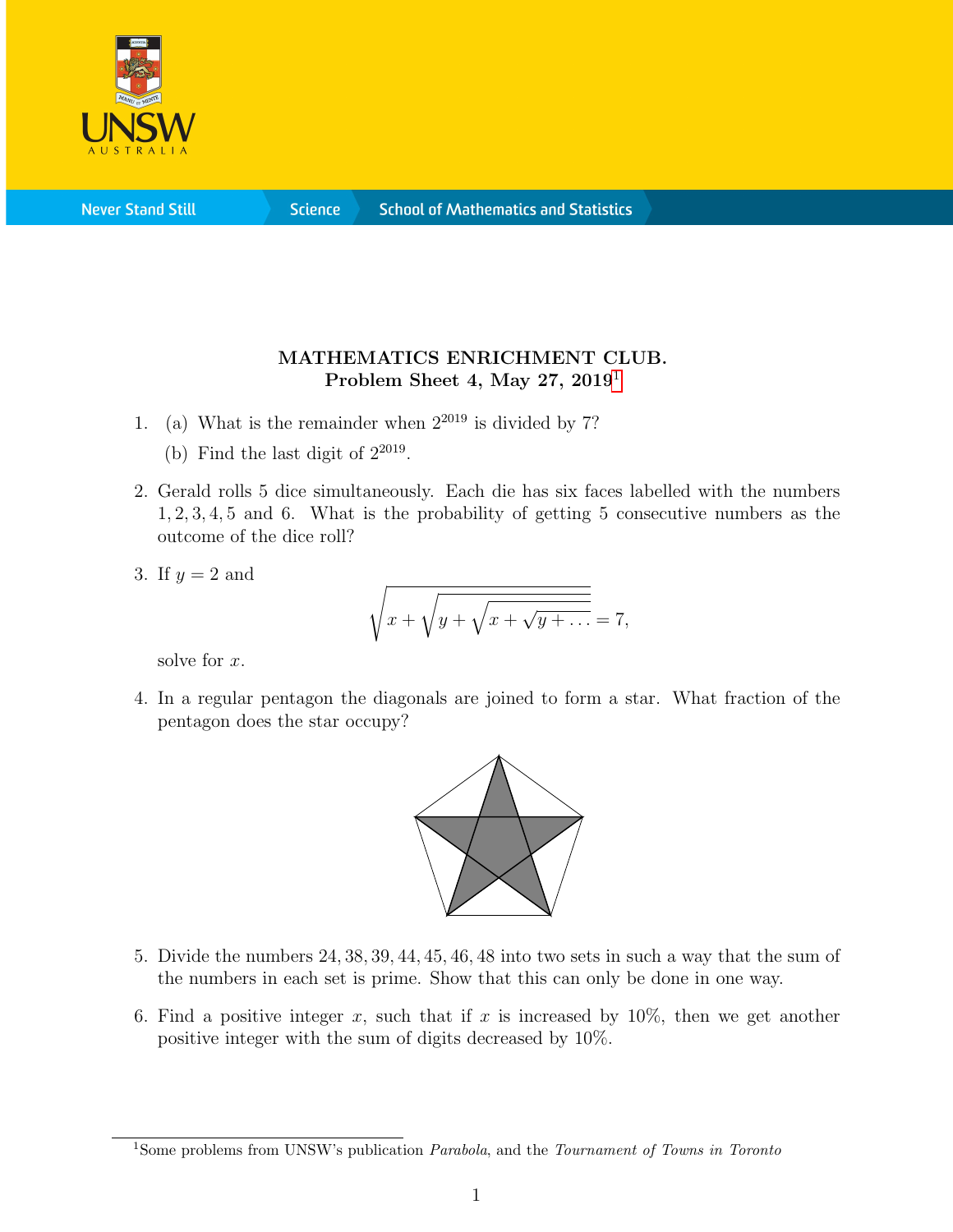**MATHEMATICS ENRICHMENT CLUB.**
**Problem Sheet 4, May 27, 2019**[1]

1. (a) What is the remainder when $2^{2019}$ is divided by 7?

   (b) Find the last digit of $2^{2019}$.

2. Gerald rolls 5 dice simultaneously. Each die has six faces labelled with the numbers 1, 2, 3, 4, 5 and 6. What is the probability of getting 5 consecutive numbers as the outcome of the dice roll?

3. If $y = 2$ and

$$\sqrt{x + \sqrt{y + \sqrt{x + \sqrt{y + \dots}}}} = 7,$$

   solve for $x$.

4. In a regular pentagon the diagonals are joined to form a star. What fraction of the pentagon does the star occupy?

5. Divide the numbers 24, 38, 39, 44, 45, 46, 48 into two sets in such a way that the sum of the numbers in each set is prime. Show that this can only be done in one way.

6. Find a positive integer $x$, such that if $x$ is increased by 10%, then we get another positive integer with the sum of digits decreased by 10%.

---

[1] Some problems from UNSW's publication *Parabola*, and the *Tournament of Towns in Toronto*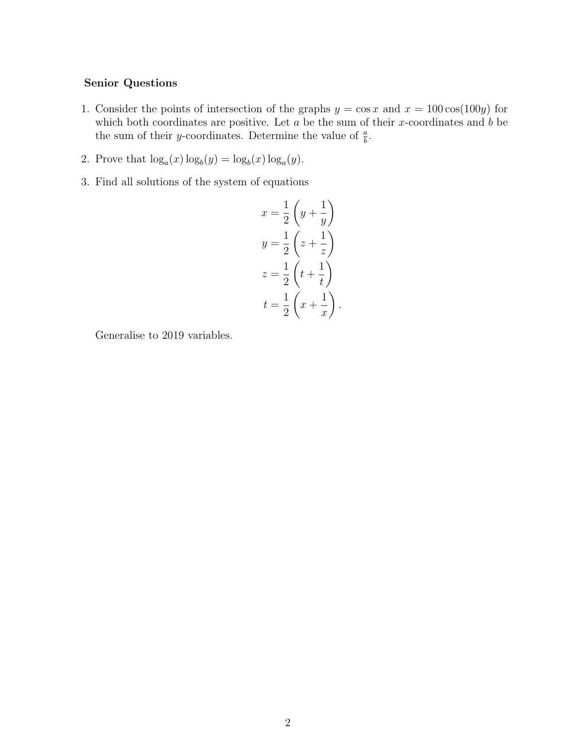**Senior Questions**

1. Consider the points of intersection of the graphs $y = \cos x$ and $x = 100\cos(100y)$ for which both coordinates are positive. Let $a$ be the sum of their $x$-coordinates and $b$ be the sum of their $y$-coordinates. Determine the value of $\frac{a}{b}$.

2. Prove that $\log_a(x)\log_b(y) = \log_b(x)\log_a(y)$.

3. Find all solutions of the system of equations

$$
\begin{aligned}
x &= \frac{1}{2}\left(y + \frac{1}{y}\right) \\
y &= \frac{1}{2}\left(z + \frac{1}{z}\right) \\
z &= \frac{1}{2}\left(t + \frac{1}{t}\right) \\
t &= \frac{1}{2}\left(x + \frac{1}{x}\right).
\end{aligned}
$$

   Generalise to 2019 variables.